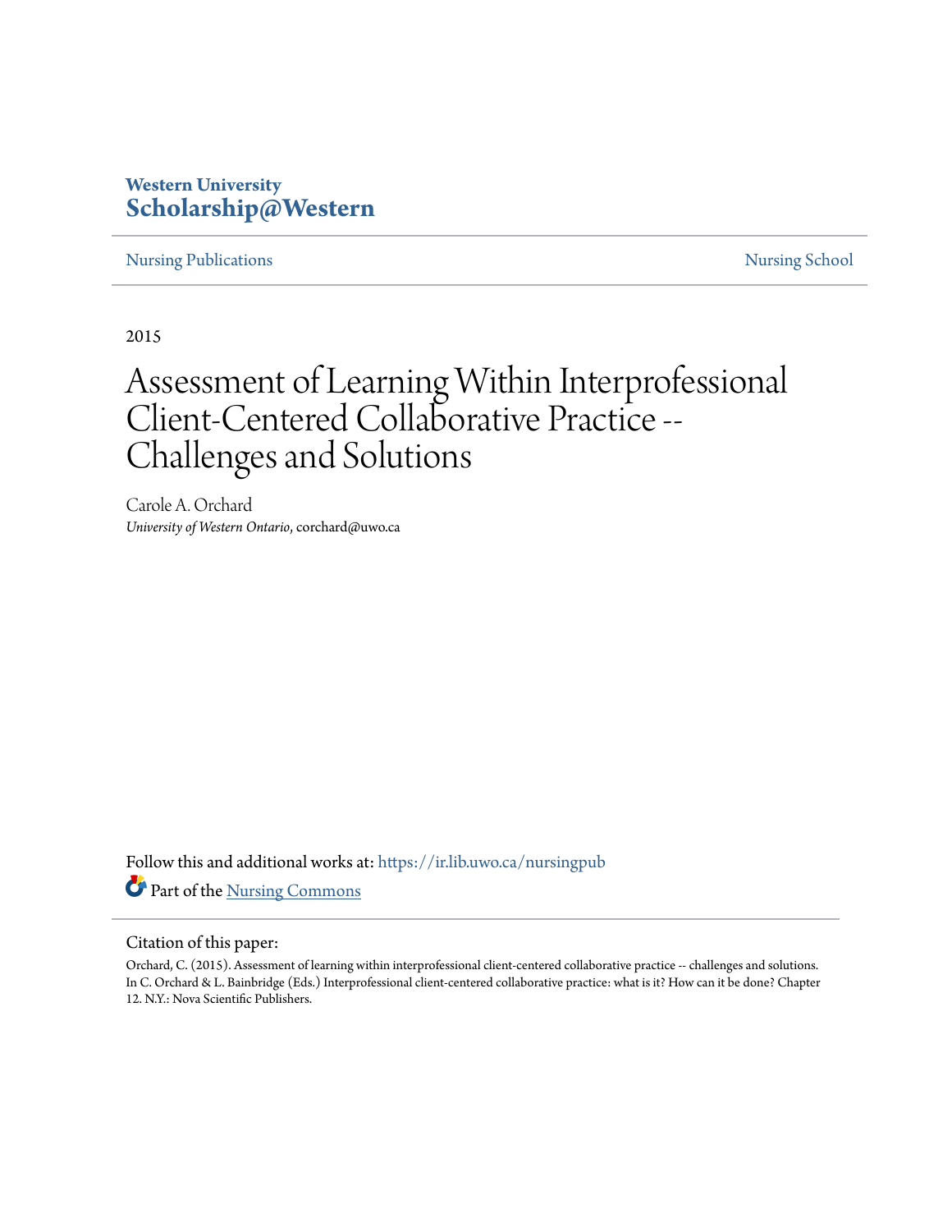Western University
**Scholarship@Western**

Nursing Publications | Nursing School

2015

# Assessment of Learning Within Interprofessional Client-Centered Collaborative Practice -- Challenges and Solutions

Carole A. Orchard
*University of Western Ontario*, corchard@uwo.ca

Follow this and additional works at: https://ir.lib.uwo.ca/nursingpub

Part of the Nursing Commons

Citation of this paper:

Orchard, C. (2015). Assessment of learning within interprofessional client-centered collaborative practice -- challenges and solutions. In C. Orchard & L. Bainbridge (Eds.) Interprofessional client-centered collaborative practice: what is it? How can it be done? Chapter 12. N.Y.: Nova Scientific Publishers.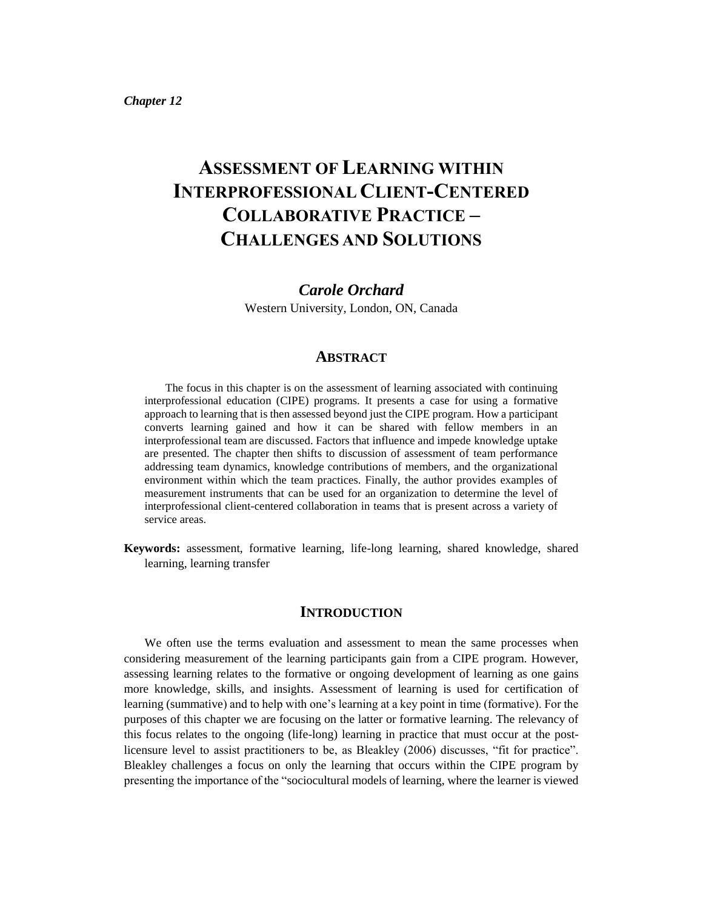*Chapter 12*

# Assessment of Learning within Interprofessional Client-Centered Collaborative Practice – Challenges and Solutions

***Carole Orchard***

Western University, London, ON, Canada

## Abstract

The focus in this chapter is on the assessment of learning associated with continuing interprofessional education (CIPE) programs. It presents a case for using a formative approach to learning that is then assessed beyond just the CIPE program. How a participant converts learning gained and how it can be shared with fellow members in an interprofessional team are discussed. Factors that influence and impede knowledge uptake are presented. The chapter then shifts to discussion of assessment of team performance addressing team dynamics, knowledge contributions of members, and the organizational environment within which the team practices. Finally, the author provides examples of measurement instruments that can be used for an organization to determine the level of interprofessional client-centered collaboration in teams that is present across a variety of service areas.

**Keywords:** assessment, formative learning, life-long learning, shared knowledge, shared learning, learning transfer

## Introduction

We often use the terms evaluation and assessment to mean the same processes when considering measurement of the learning participants gain from a CIPE program. However, assessing learning relates to the formative or ongoing development of learning as one gains more knowledge, skills, and insights. Assessment of learning is used for certification of learning (summative) and to help with one's learning at a key point in time (formative). For the purposes of this chapter we are focusing on the latter or formative learning. The relevancy of this focus relates to the ongoing (life-long) learning in practice that must occur at the post-licensure level to assist practitioners to be, as Bleakley (2006) discusses, "fit for practice". Bleakley challenges a focus on only the learning that occurs within the CIPE program by presenting the importance of the "sociocultural models of learning, where the learner is viewed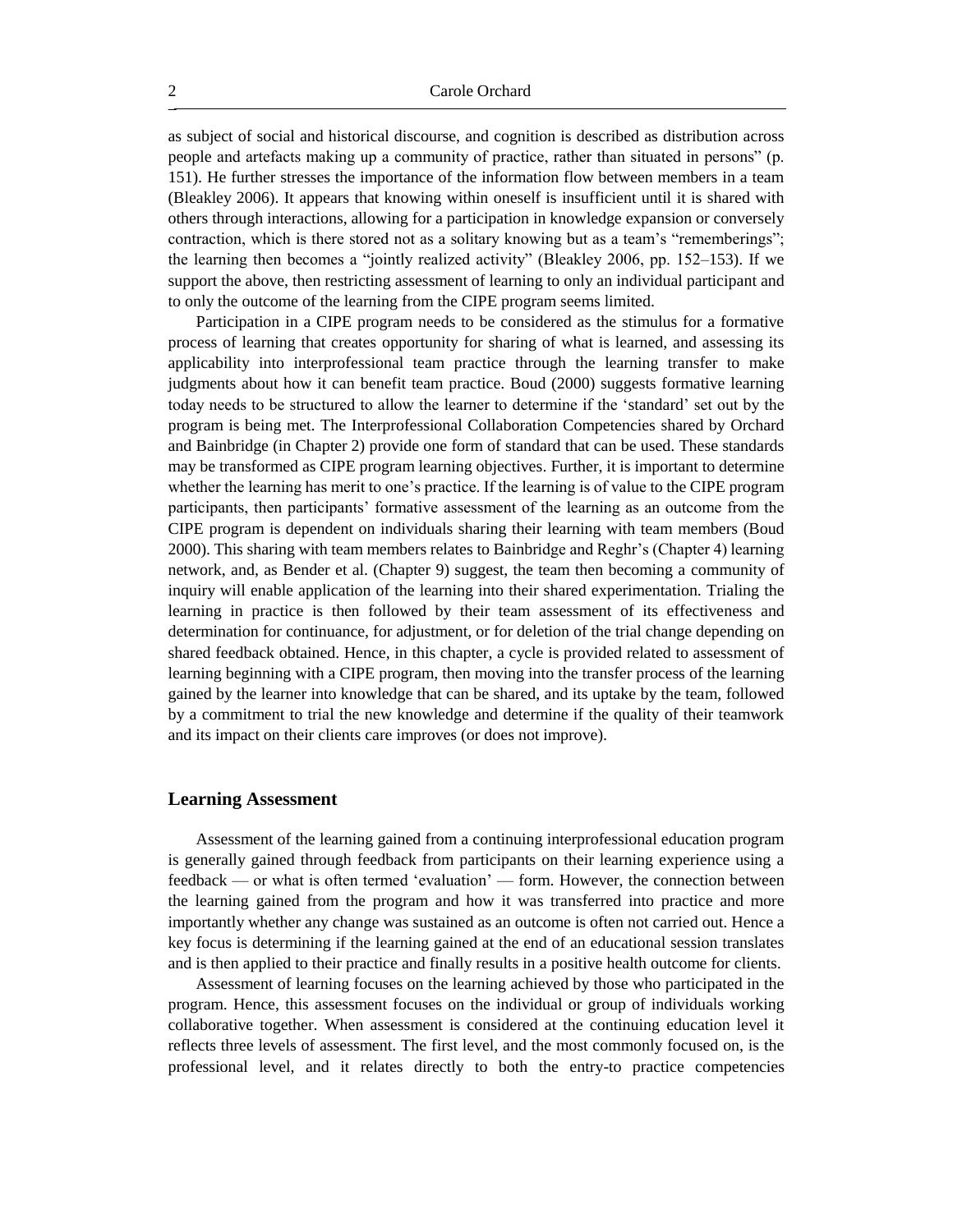as subject of social and historical discourse, and cognition is described as distribution across people and artefacts making up a community of practice, rather than situated in persons" (p. 151). He further stresses the importance of the information flow between members in a team (Bleakley 2006). It appears that knowing within oneself is insufficient until it is shared with others through interactions, allowing for a participation in knowledge expansion or conversely contraction, which is there stored not as a solitary knowing but as a team's "rememberings"; the learning then becomes a "jointly realized activity" (Bleakley 2006, pp. 152–153). If we support the above, then restricting assessment of learning to only an individual participant and to only the outcome of the learning from the CIPE program seems limited.

Participation in a CIPE program needs to be considered as the stimulus for a formative process of learning that creates opportunity for sharing of what is learned, and assessing its applicability into interprofessional team practice through the learning transfer to make judgments about how it can benefit team practice. Boud (2000) suggests formative learning today needs to be structured to allow the learner to determine if the 'standard' set out by the program is being met. The Interprofessional Collaboration Competencies shared by Orchard and Bainbridge (in Chapter 2) provide one form of standard that can be used. These standards may be transformed as CIPE program learning objectives. Further, it is important to determine whether the learning has merit to one's practice. If the learning is of value to the CIPE program participants, then participants' formative assessment of the learning as an outcome from the CIPE program is dependent on individuals sharing their learning with team members (Boud 2000). This sharing with team members relates to Bainbridge and Reghr's (Chapter 4) learning network, and, as Bender et al. (Chapter 9) suggest, the team then becoming a community of inquiry will enable application of the learning into their shared experimentation. Trialing the learning in practice is then followed by their team assessment of its effectiveness and determination for continuance, for adjustment, or for deletion of the trial change depending on shared feedback obtained. Hence, in this chapter, a cycle is provided related to assessment of learning beginning with a CIPE program, then moving into the transfer process of the learning gained by the learner into knowledge that can be shared, and its uptake by the team, followed by a commitment to trial the new knowledge and determine if the quality of their teamwork and its impact on their clients care improves (or does not improve).

## Learning Assessment

Assessment of the learning gained from a continuing interprofessional education program is generally gained through feedback from participants on their learning experience using a feedback — or what is often termed 'evaluation' — form. However, the connection between the learning gained from the program and how it was transferred into practice and more importantly whether any change was sustained as an outcome is often not carried out. Hence a key focus is determining if the learning gained at the end of an educational session translates and is then applied to their practice and finally results in a positive health outcome for clients.

Assessment of learning focuses on the learning achieved by those who participated in the program. Hence, this assessment focuses on the individual or group of individuals working collaborative together. When assessment is considered at the continuing education level it reflects three levels of assessment. The first level, and the most commonly focused on, is the professional level, and it relates directly to both the entry-to practice competencies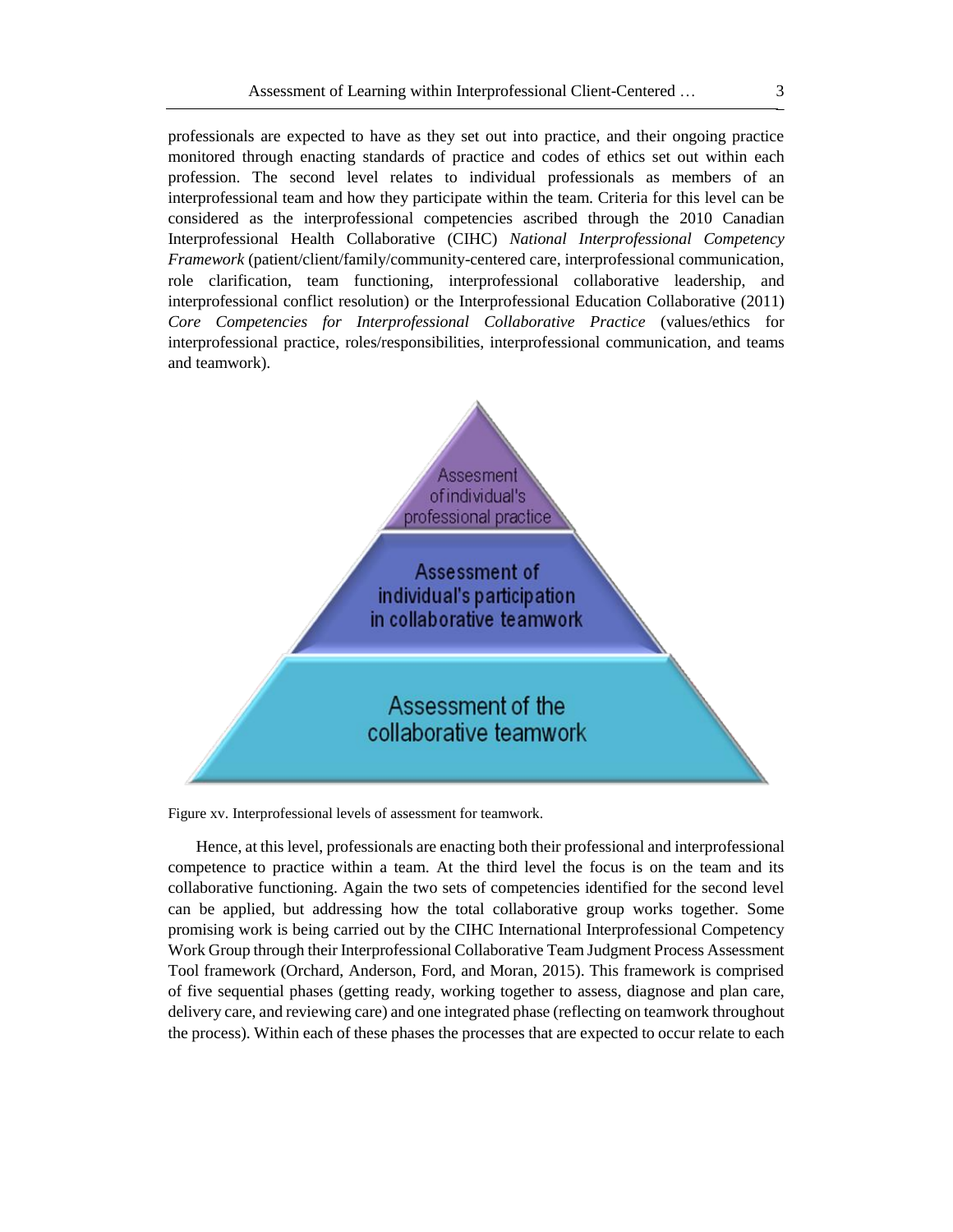professionals are expected to have as they set out into practice, and their ongoing practice monitored through enacting standards of practice and codes of ethics set out within each profession. The second level relates to individual professionals as members of an interprofessional team and how they participate within the team. Criteria for this level can be considered as the interprofessional competencies ascribed through the 2010 Canadian Interprofessional Health Collaborative (CIHC) *National Interprofessional Competency Framework* (patient/client/family/community-centered care, interprofessional communication, role clarification, team functioning, interprofessional collaborative leadership, and interprofessional conflict resolution) or the Interprofessional Education Collaborative (2011) *Core Competencies for Interprofessional Collaborative Practice* (values/ethics for interprofessional practice, roles/responsibilities, interprofessional communication, and teams and teamwork).

Figure xv. Interprofessional levels of assessment for teamwork.

Hence, at this level, professionals are enacting both their professional and interprofessional competence to practice within a team. At the third level the focus is on the team and its collaborative functioning. Again the two sets of competencies identified for the second level can be applied, but addressing how the total collaborative group works together. Some promising work is being carried out by the CIHC International Interprofessional Competency Work Group through their Interprofessional Collaborative Team Judgment Process Assessment Tool framework (Orchard, Anderson, Ford, and Moran, 2015). This framework is comprised of five sequential phases (getting ready, working together to assess, diagnose and plan care, delivery care, and reviewing care) and one integrated phase (reflecting on teamwork throughout the process). Within each of these phases the processes that are expected to occur relate to each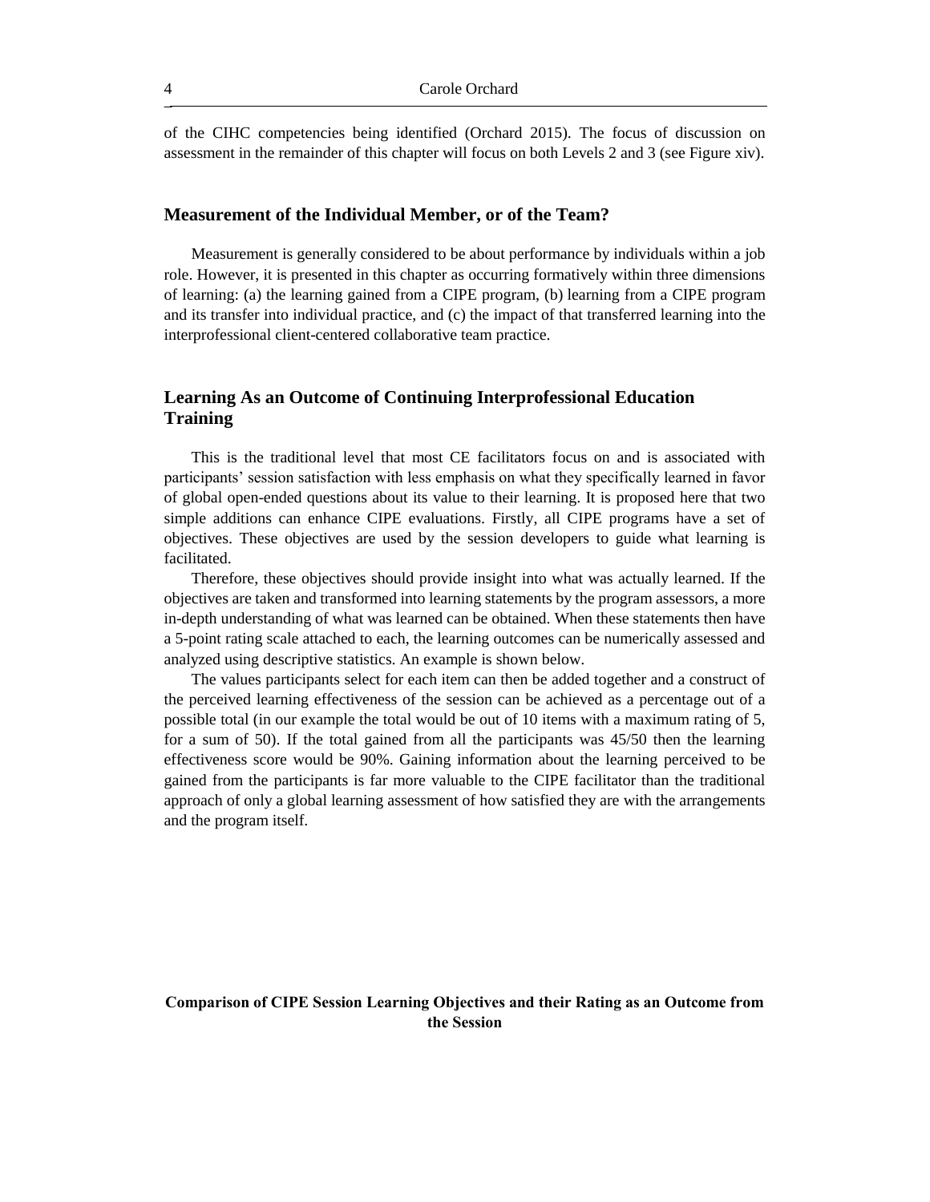of the CIHC competencies being identified (Orchard 2015). The focus of discussion on assessment in the remainder of this chapter will focus on both Levels 2 and 3 (see Figure xiv).

## Measurement of the Individual Member, or of the Team?

Measurement is generally considered to be about performance by individuals within a job role. However, it is presented in this chapter as occurring formatively within three dimensions of learning: (a) the learning gained from a CIPE program, (b) learning from a CIPE program and its transfer into individual practice, and (c) the impact of that transferred learning into the interprofessional client-centered collaborative team practice.

## Learning As an Outcome of Continuing Interprofessional Education Training

This is the traditional level that most CE facilitators focus on and is associated with participants' session satisfaction with less emphasis on what they specifically learned in favor of global open-ended questions about its value to their learning. It is proposed here that two simple additions can enhance CIPE evaluations. Firstly, all CIPE programs have a set of objectives. These objectives are used by the session developers to guide what learning is facilitated.

Therefore, these objectives should provide insight into what was actually learned. If the objectives are taken and transformed into learning statements by the program assessors, a more in-depth understanding of what was learned can be obtained. When these statements then have a 5-point rating scale attached to each, the learning outcomes can be numerically assessed and analyzed using descriptive statistics. An example is shown below.

The values participants select for each item can then be added together and a construct of the perceived learning effectiveness of the session can be achieved as a percentage out of a possible total (in our example the total would be out of 10 items with a maximum rating of 5, for a sum of 50). If the total gained from all the participants was 45/50 then the learning effectiveness score would be 90%. Gaining information about the learning perceived to be gained from the participants is far more valuable to the CIPE facilitator than the traditional approach of only a global learning assessment of how satisfied they are with the arrangements and the program itself.

**Comparison of CIPE Session Learning Objectives and their Rating as an Outcome from the Session**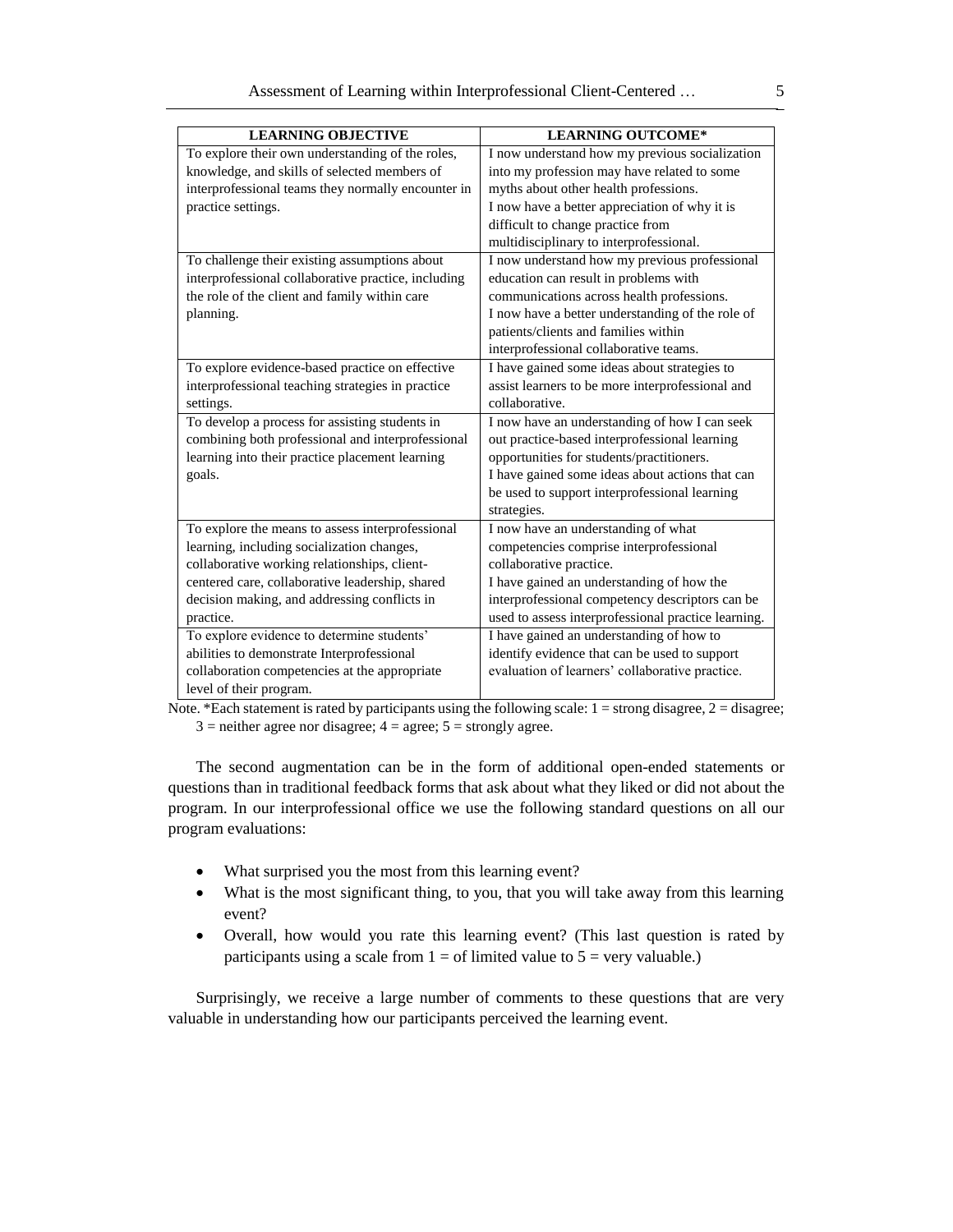| LEARNING OBJECTIVE | LEARNING OUTCOME* |
|---|---|
| To explore their own understanding of the roles, knowledge, and skills of selected members of interprofessional teams they normally encounter in practice settings. | I now understand how my previous socialization into my profession may have related to some myths about other health professions.<br>I now have a better appreciation of why it is difficult to change practice from multidisciplinary to interprofessional. |
| To challenge their existing assumptions about interprofessional collaborative practice, including the role of the client and family within care planning. | I now understand how my previous professional education can result in problems with communications across health professions.<br>I now have a better understanding of the role of patients/clients and families within interprofessional collaborative teams. |
| To explore evidence-based practice on effective interprofessional teaching strategies in practice settings. | I have gained some ideas about strategies to assist learners to be more interprofessional and collaborative. |
| To develop a process for assisting students in combining both professional and interprofessional learning into their practice placement learning goals. | I now have an understanding of how I can seek out practice-based interprofessional learning opportunities for students/practitioners.<br>I have gained some ideas about actions that can be used to support interprofessional learning strategies. |
| To explore the means to assess interprofessional learning, including socialization changes, collaborative working relationships, client-centered care, collaborative leadership, shared decision making, and addressing conflicts in practice. | I now have an understanding of what competencies comprise interprofessional collaborative practice.<br>I have gained an understanding of how the interprofessional competency descriptors can be used to assess interprofessional practice learning. |
| To explore evidence to determine students' abilities to demonstrate Interprofessional collaboration competencies at the appropriate level of their program. | I have gained an understanding of how to identify evidence that can be used to support evaluation of learners' collaborative practice. |

Note. *Each statement is rated by participants using the following scale: 1 = strong disagree, 2 = disagree; 3 = neither agree nor disagree; 4 = agree; 5 = strongly agree.

The second augmentation can be in the form of additional open-ended statements or questions than in traditional feedback forms that ask about what they liked or did not about the program. In our interprofessional office we use the following standard questions on all our program evaluations:

- What surprised you the most from this learning event?
- What is the most significant thing, to you, that you will take away from this learning event?
- Overall, how would you rate this learning event? (This last question is rated by participants using a scale from 1 = of limited value to 5 = very valuable.)

Surprisingly, we receive a large number of comments to these questions that are very valuable in understanding how our participants perceived the learning event.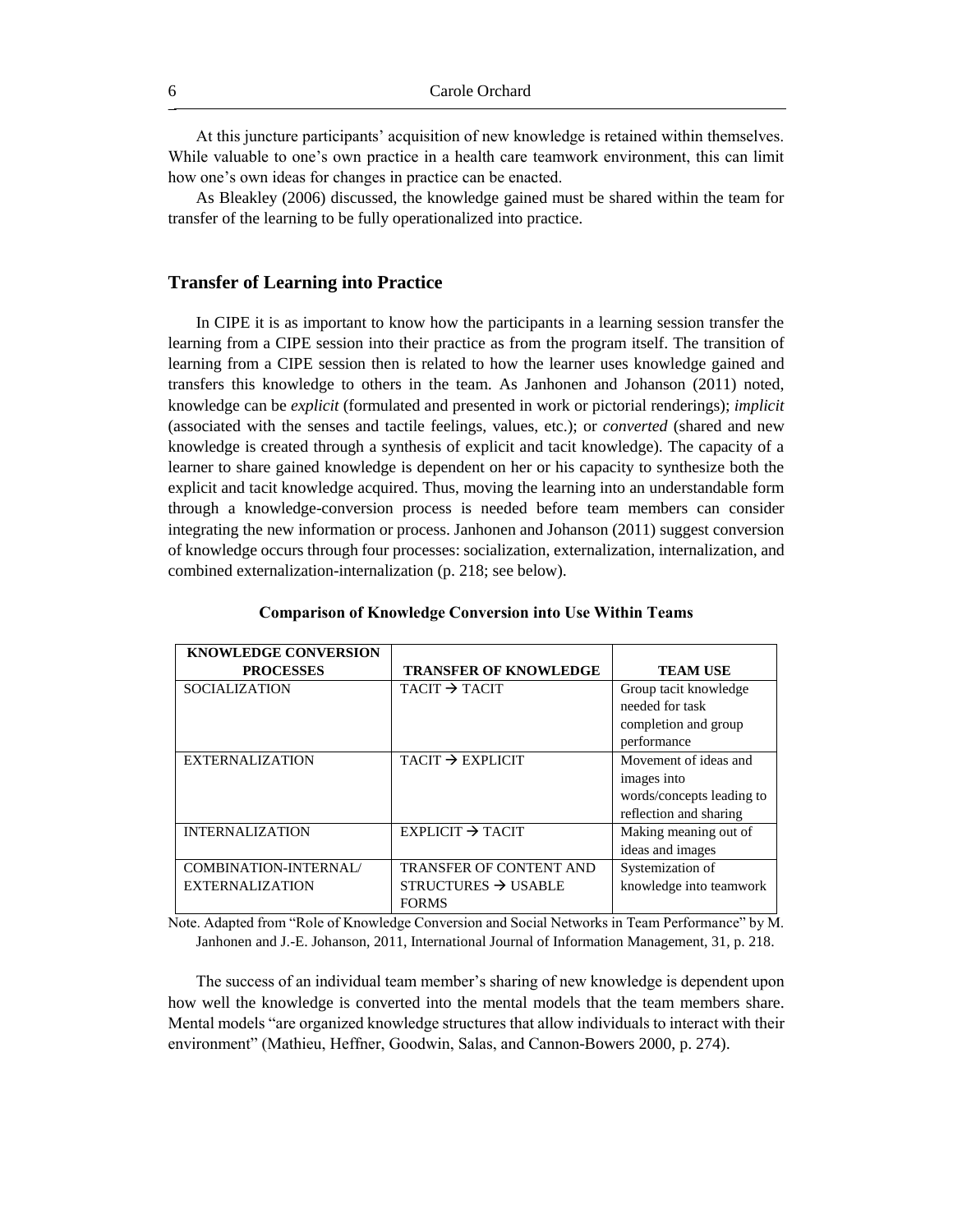At this juncture participants' acquisition of new knowledge is retained within themselves. While valuable to one's own practice in a health care teamwork environment, this can limit how one's own ideas for changes in practice can be enacted.

As Bleakley (2006) discussed, the knowledge gained must be shared within the team for transfer of the learning to be fully operationalized into practice.

## Transfer of Learning into Practice

In CIPE it is as important to know how the participants in a learning session transfer the learning from a CIPE session into their practice as from the program itself. The transition of learning from a CIPE session then is related to how the learner uses knowledge gained and transfers this knowledge to others in the team. As Janhonen and Johanson (2011) noted, knowledge can be *explicit* (formulated and presented in work or pictorial renderings); *implicit* (associated with the senses and tactile feelings, values, etc.); or *converted* (shared and new knowledge is created through a synthesis of explicit and tacit knowledge). The capacity of a learner to share gained knowledge is dependent on her or his capacity to synthesize both the explicit and tacit knowledge acquired. Thus, moving the learning into an understandable form through a knowledge-conversion process is needed before team members can consider integrating the new information or process. Janhonen and Johanson (2011) suggest conversion of knowledge occurs through four processes: socialization, externalization, internalization, and combined externalization-internalization (p. 218; see below).

**Comparison of Knowledge Conversion into Use Within Teams**

| KNOWLEDGE CONVERSION PROCESSES | TRANSFER OF KNOWLEDGE | TEAM USE |
|---|---|---|
| SOCIALIZATION | TACIT → TACIT | Group tacit knowledge needed for task completion and group performance |
| EXTERNALIZATION | TACIT → EXPLICIT | Movement of ideas and images into words/concepts leading to reflection and sharing |
| INTERNALIZATION | EXPLICIT → TACIT | Making meaning out of ideas and images |
| COMBINATION-INTERNAL/ EXTERNALIZATION | TRANSFER OF CONTENT AND STRUCTURES → USABLE FORMS | Systemization of knowledge into teamwork |

Note. Adapted from "Role of Knowledge Conversion and Social Networks in Team Performance" by M. Janhonen and J.-E. Johanson, 2011, International Journal of Information Management, 31, p. 218.

The success of an individual team member's sharing of new knowledge is dependent upon how well the knowledge is converted into the mental models that the team members share. Mental models "are organized knowledge structures that allow individuals to interact with their environment" (Mathieu, Heffner, Goodwin, Salas, and Cannon-Bowers 2000, p. 274).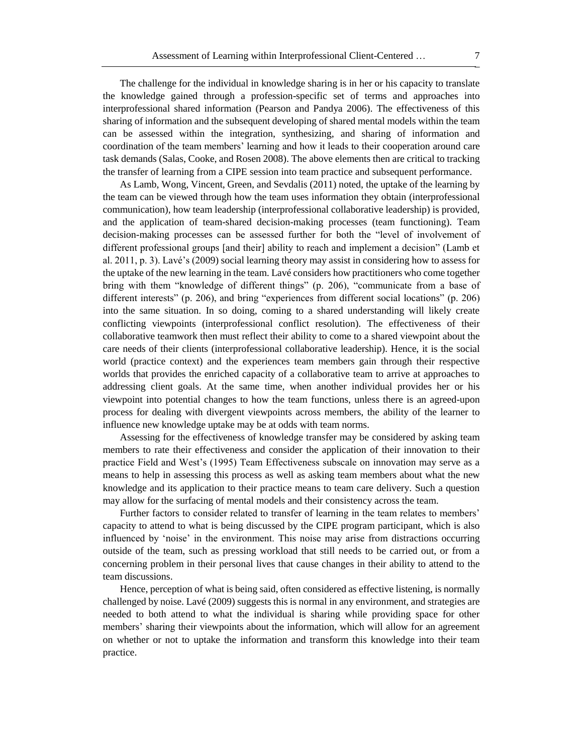The challenge for the individual in knowledge sharing is in her or his capacity to translate the knowledge gained through a profession-specific set of terms and approaches into interprofessional shared information (Pearson and Pandya 2006). The effectiveness of this sharing of information and the subsequent developing of shared mental models within the team can be assessed within the integration, synthesizing, and sharing of information and coordination of the team members' learning and how it leads to their cooperation around care task demands (Salas, Cooke, and Rosen 2008). The above elements then are critical to tracking the transfer of learning from a CIPE session into team practice and subsequent performance.

As Lamb, Wong, Vincent, Green, and Sevdalis (2011) noted, the uptake of the learning by the team can be viewed through how the team uses information they obtain (interprofessional communication), how team leadership (interprofessional collaborative leadership) is provided, and the application of team-shared decision-making processes (team functioning). Team decision-making processes can be assessed further for both the "level of involvement of different professional groups [and their] ability to reach and implement a decision" (Lamb et al. 2011, p. 3). Lavé's (2009) social learning theory may assist in considering how to assess for the uptake of the new learning in the team. Lavé considers how practitioners who come together bring with them "knowledge of different things" (p. 206), "communicate from a base of different interests" (p. 206), and bring "experiences from different social locations" (p. 206) into the same situation. In so doing, coming to a shared understanding will likely create conflicting viewpoints (interprofessional conflict resolution). The effectiveness of their collaborative teamwork then must reflect their ability to come to a shared viewpoint about the care needs of their clients (interprofessional collaborative leadership). Hence, it is the social world (practice context) and the experiences team members gain through their respective worlds that provides the enriched capacity of a collaborative team to arrive at approaches to addressing client goals. At the same time, when another individual provides her or his viewpoint into potential changes to how the team functions, unless there is an agreed-upon process for dealing with divergent viewpoints across members, the ability of the learner to influence new knowledge uptake may be at odds with team norms.

Assessing for the effectiveness of knowledge transfer may be considered by asking team members to rate their effectiveness and consider the application of their innovation to their practice Field and West's (1995) Team Effectiveness subscale on innovation may serve as a means to help in assessing this process as well as asking team members about what the new knowledge and its application to their practice means to team care delivery. Such a question may allow for the surfacing of mental models and their consistency across the team.

Further factors to consider related to transfer of learning in the team relates to members' capacity to attend to what is being discussed by the CIPE program participant, which is also influenced by 'noise' in the environment. This noise may arise from distractions occurring outside of the team, such as pressing workload that still needs to be carried out, or from a concerning problem in their personal lives that cause changes in their ability to attend to the team discussions.

Hence, perception of what is being said, often considered as effective listening, is normally challenged by noise. Lavé (2009) suggests this is normal in any environment, and strategies are needed to both attend to what the individual is sharing while providing space for other members' sharing their viewpoints about the information, which will allow for an agreement on whether or not to uptake the information and transform this knowledge into their team practice.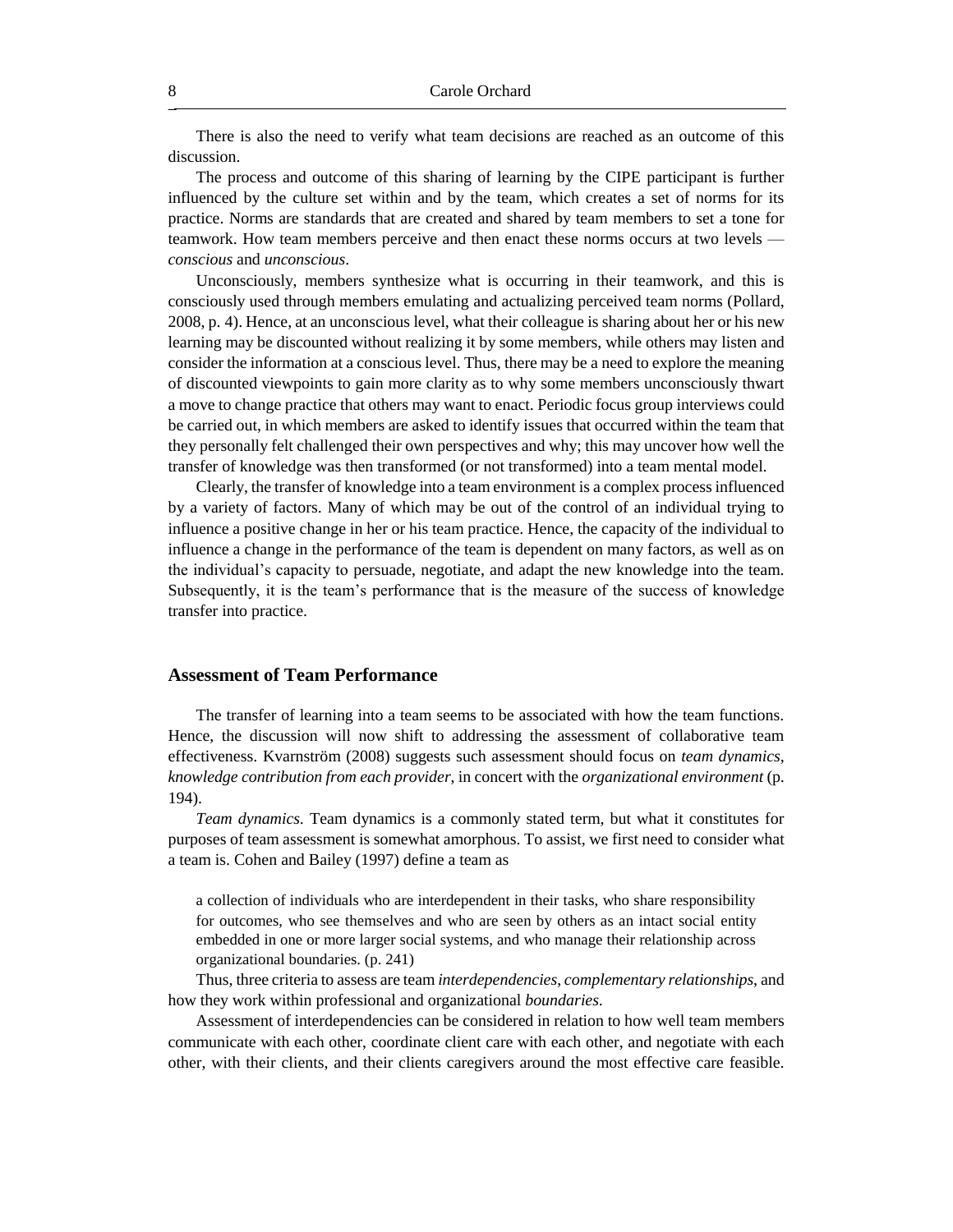There is also the need to verify what team decisions are reached as an outcome of this discussion.

The process and outcome of this sharing of learning by the CIPE participant is further influenced by the culture set within and by the team, which creates a set of norms for its practice. Norms are standards that are created and shared by team members to set a tone for teamwork. How team members perceive and then enact these norms occurs at two levels — *conscious* and *unconscious*.

Unconsciously, members synthesize what is occurring in their teamwork, and this is consciously used through members emulating and actualizing perceived team norms (Pollard, 2008, p. 4). Hence, at an unconscious level, what their colleague is sharing about her or his new learning may be discounted without realizing it by some members, while others may listen and consider the information at a conscious level. Thus, there may be a need to explore the meaning of discounted viewpoints to gain more clarity as to why some members unconsciously thwart a move to change practice that others may want to enact. Periodic focus group interviews could be carried out, in which members are asked to identify issues that occurred within the team that they personally felt challenged their own perspectives and why; this may uncover how well the transfer of knowledge was then transformed (or not transformed) into a team mental model.

Clearly, the transfer of knowledge into a team environment is a complex process influenced by a variety of factors. Many of which may be out of the control of an individual trying to influence a positive change in her or his team practice. Hence, the capacity of the individual to influence a change in the performance of the team is dependent on many factors, as well as on the individual's capacity to persuade, negotiate, and adapt the new knowledge into the team. Subsequently, it is the team's performance that is the measure of the success of knowledge transfer into practice.

## Assessment of Team Performance

The transfer of learning into a team seems to be associated with how the team functions. Hence, the discussion will now shift to addressing the assessment of collaborative team effectiveness. Kvarnström (2008) suggests such assessment should focus on *team dynamics*, *knowledge contribution from each provider*, in concert with the *organizational environment* (p. 194).

*Team dynamics*. Team dynamics is a commonly stated term, but what it constitutes for purposes of team assessment is somewhat amorphous. To assist, we first need to consider what a team is. Cohen and Bailey (1997) define a team as

> a collection of individuals who are interdependent in their tasks, who share responsibility for outcomes, who see themselves and who are seen by others as an intact social entity embedded in one or more larger social systems, and who manage their relationship across organizational boundaries. (p. 241)

Thus, three criteria to assess are team *interdependencies*, *complementary relationships*, and how they work within professional and organizational *boundaries*.

Assessment of interdependencies can be considered in relation to how well team members communicate with each other, coordinate client care with each other, and negotiate with each other, with their clients, and their clients caregivers around the most effective care feasible.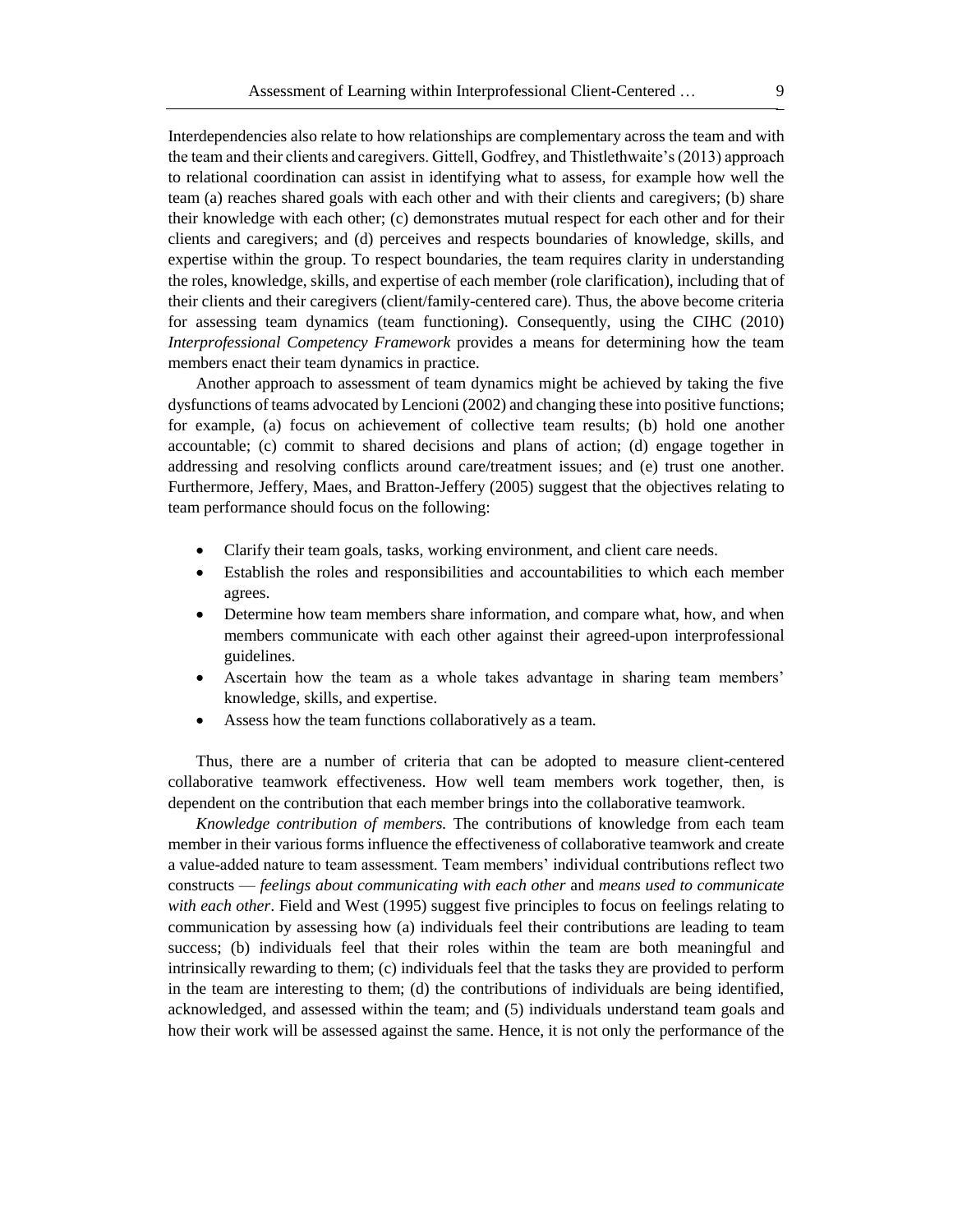Interdependencies also relate to how relationships are complementary across the team and with the team and their clients and caregivers. Gittell, Godfrey, and Thistlethwaite's (2013) approach to relational coordination can assist in identifying what to assess, for example how well the team (a) reaches shared goals with each other and with their clients and caregivers; (b) share their knowledge with each other; (c) demonstrates mutual respect for each other and for their clients and caregivers; and (d) perceives and respects boundaries of knowledge, skills, and expertise within the group. To respect boundaries, the team requires clarity in understanding the roles, knowledge, skills, and expertise of each member (role clarification), including that of their clients and their caregivers (client/family-centered care). Thus, the above become criteria for assessing team dynamics (team functioning). Consequently, using the CIHC (2010) *Interprofessional Competency Framework* provides a means for determining how the team members enact their team dynamics in practice.

Another approach to assessment of team dynamics might be achieved by taking the five dysfunctions of teams advocated by Lencioni (2002) and changing these into positive functions; for example, (a) focus on achievement of collective team results; (b) hold one another accountable; (c) commit to shared decisions and plans of action; (d) engage together in addressing and resolving conflicts around care/treatment issues; and (e) trust one another. Furthermore, Jeffery, Maes, and Bratton-Jeffery (2005) suggest that the objectives relating to team performance should focus on the following:

- Clarify their team goals, tasks, working environment, and client care needs.
- Establish the roles and responsibilities and accountabilities to which each member agrees.
- Determine how team members share information, and compare what, how, and when members communicate with each other against their agreed-upon interprofessional guidelines.
- Ascertain how the team as a whole takes advantage in sharing team members' knowledge, skills, and expertise.
- Assess how the team functions collaboratively as a team.

Thus, there are a number of criteria that can be adopted to measure client-centered collaborative teamwork effectiveness. How well team members work together, then, is dependent on the contribution that each member brings into the collaborative teamwork.

*Knowledge contribution of members.* The contributions of knowledge from each team member in their various forms influence the effectiveness of collaborative teamwork and create a value-added nature to team assessment. Team members' individual contributions reflect two constructs — *feelings about communicating with each other* and *means used to communicate with each other*. Field and West (1995) suggest five principles to focus on feelings relating to communication by assessing how (a) individuals feel their contributions are leading to team success; (b) individuals feel that their roles within the team are both meaningful and intrinsically rewarding to them; (c) individuals feel that the tasks they are provided to perform in the team are interesting to them; (d) the contributions of individuals are being identified, acknowledged, and assessed within the team; and (5) individuals understand team goals and how their work will be assessed against the same. Hence, it is not only the performance of the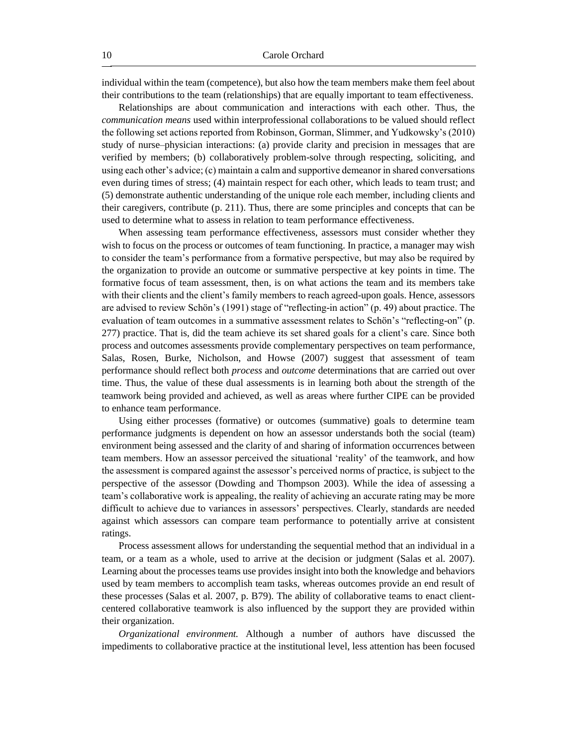individual within the team (competence), but also how the team members make them feel about their contributions to the team (relationships) that are equally important to team effectiveness.

Relationships are about communication and interactions with each other. Thus, the *communication means* used within interprofessional collaborations to be valued should reflect the following set actions reported from Robinson, Gorman, Slimmer, and Yudkowsky's (2010) study of nurse–physician interactions: (a) provide clarity and precision in messages that are verified by members; (b) collaboratively problem-solve through respecting, soliciting, and using each other's advice; (c) maintain a calm and supportive demeanor in shared conversations even during times of stress; (4) maintain respect for each other, which leads to team trust; and (5) demonstrate authentic understanding of the unique role each member, including clients and their caregivers, contribute (p. 211). Thus, there are some principles and concepts that can be used to determine what to assess in relation to team performance effectiveness.

When assessing team performance effectiveness, assessors must consider whether they wish to focus on the process or outcomes of team functioning. In practice, a manager may wish to consider the team's performance from a formative perspective, but may also be required by the organization to provide an outcome or summative perspective at key points in time. The formative focus of team assessment, then, is on what actions the team and its members take with their clients and the client's family members to reach agreed-upon goals. Hence, assessors are advised to review Schön's (1991) stage of "reflecting-in action" (p. 49) about practice. The evaluation of team outcomes in a summative assessment relates to Schön's "reflecting-on" (p. 277) practice. That is, did the team achieve its set shared goals for a client's care. Since both process and outcomes assessments provide complementary perspectives on team performance, Salas, Rosen, Burke, Nicholson, and Howse (2007) suggest that assessment of team performance should reflect both *process* and *outcome* determinations that are carried out over time. Thus, the value of these dual assessments is in learning both about the strength of the teamwork being provided and achieved, as well as areas where further CIPE can be provided to enhance team performance.

Using either processes (formative) or outcomes (summative) goals to determine team performance judgments is dependent on how an assessor understands both the social (team) environment being assessed and the clarity of and sharing of information occurrences between team members. How an assessor perceived the situational 'reality' of the teamwork, and how the assessment is compared against the assessor's perceived norms of practice, is subject to the perspective of the assessor (Dowding and Thompson 2003). While the idea of assessing a team's collaborative work is appealing, the reality of achieving an accurate rating may be more difficult to achieve due to variances in assessors' perspectives. Clearly, standards are needed against which assessors can compare team performance to potentially arrive at consistent ratings.

Process assessment allows for understanding the sequential method that an individual in a team, or a team as a whole, used to arrive at the decision or judgment (Salas et al. 2007). Learning about the processes teams use provides insight into both the knowledge and behaviors used by team members to accomplish team tasks, whereas outcomes provide an end result of these processes (Salas et al. 2007, p. B79). The ability of collaborative teams to enact client-centered collaborative teamwork is also influenced by the support they are provided within their organization.

*Organizational environment.* Although a number of authors have discussed the impediments to collaborative practice at the institutional level, less attention has been focused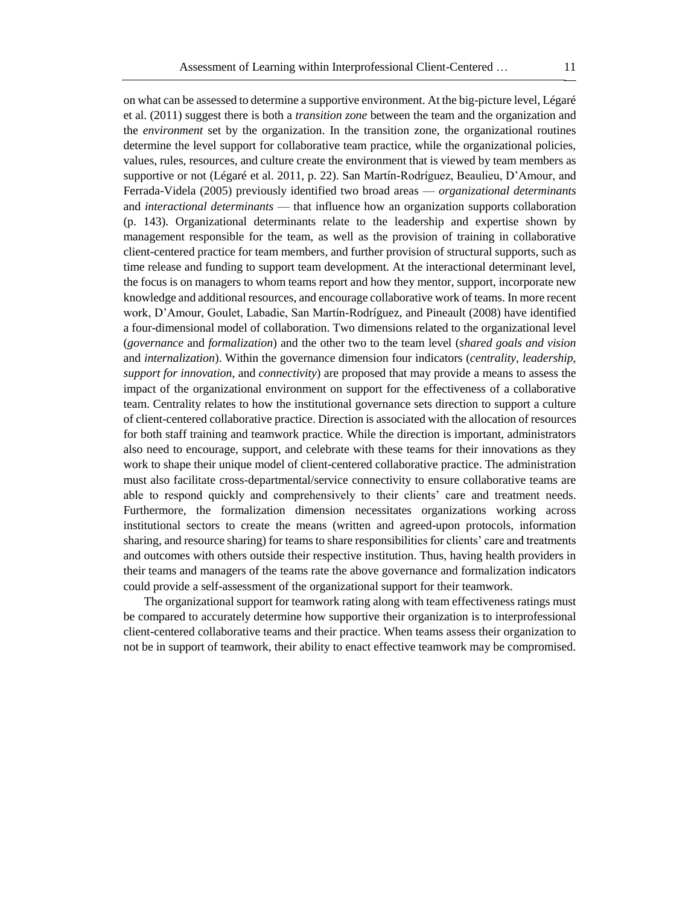on what can be assessed to determine a supportive environment. At the big-picture level, Légaré et al. (2011) suggest there is both a *transition zone* between the team and the organization and the *environment* set by the organization. In the transition zone, the organizational routines determine the level support for collaborative team practice, while the organizational policies, values, rules, resources, and culture create the environment that is viewed by team members as supportive or not (Légaré et al. 2011, p. 22). San Martín-Rodríguez, Beaulieu, D'Amour, and Ferrada-Videla (2005) previously identified two broad areas — *organizational determinants* and *interactional determinants* — that influence how an organization supports collaboration (p. 143). Organizational determinants relate to the leadership and expertise shown by management responsible for the team, as well as the provision of training in collaborative client-centered practice for team members, and further provision of structural supports, such as time release and funding to support team development. At the interactional determinant level, the focus is on managers to whom teams report and how they mentor, support, incorporate new knowledge and additional resources, and encourage collaborative work of teams. In more recent work, D'Amour, Goulet, Labadie, San Martín-Rodríguez, and Pineault (2008) have identified a four-dimensional model of collaboration. Two dimensions related to the organizational level (*governance* and *formalization*) and the other two to the team level (*shared goals and vision* and *internalization*). Within the governance dimension four indicators (*centrality*, *leadership*, *support for innovation*, and *connectivity*) are proposed that may provide a means to assess the impact of the organizational environment on support for the effectiveness of a collaborative team. Centrality relates to how the institutional governance sets direction to support a culture of client-centered collaborative practice. Direction is associated with the allocation of resources for both staff training and teamwork practice. While the direction is important, administrators also need to encourage, support, and celebrate with these teams for their innovations as they work to shape their unique model of client-centered collaborative practice. The administration must also facilitate cross-departmental/service connectivity to ensure collaborative teams are able to respond quickly and comprehensively to their clients' care and treatment needs. Furthermore, the formalization dimension necessitates organizations working across institutional sectors to create the means (written and agreed-upon protocols, information sharing, and resource sharing) for teams to share responsibilities for clients' care and treatments and outcomes with others outside their respective institution. Thus, having health providers in their teams and managers of the teams rate the above governance and formalization indicators could provide a self-assessment of the organizational support for their teamwork.

The organizational support for teamwork rating along with team effectiveness ratings must be compared to accurately determine how supportive their organization is to interprofessional client-centered collaborative teams and their practice. When teams assess their organization to not be in support of teamwork, their ability to enact effective teamwork may be compromised.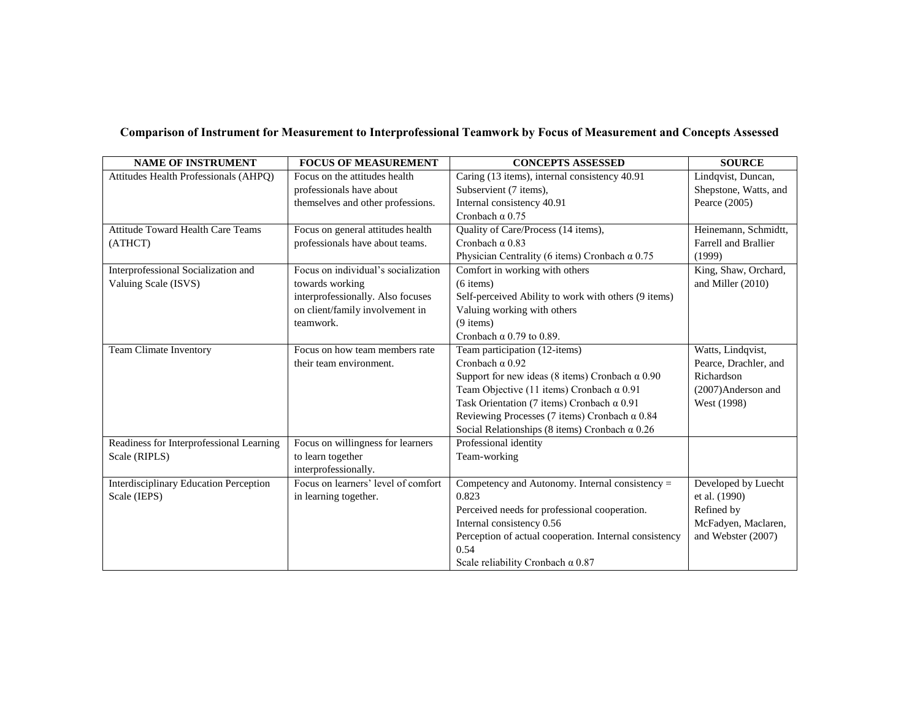**Comparison of Instrument for Measurement to Interprofessional Teamwork by Focus of Measurement and Concepts Assessed**

| NAME OF INSTRUMENT | FOCUS OF MEASUREMENT | CONCEPTS ASSESSED | SOURCE |
|---|---|---|---|
| Attitudes Health Professionals (AHPQ) | Focus on the attitudes health professionals have about themselves and other professions. | Caring (13 items), internal consistency 40.91<br>Subservient (7 items),<br>Internal consistency 40.91<br>Cronbach α 0.75 | Lindqvist, Duncan, Shepstone, Watts, and Pearce (2005) |
| Attitude Toward Health Care Teams (ATHCT) | Focus on general attitudes health professionals have about teams. | Quality of Care/Process (14 items),<br>Cronbach α 0.83<br>Physician Centrality (6 items) Cronbach α 0.75 | Heinemann, Schmidtt, Farrell and Brallier (1999) |
| Interprofessional Socialization and Valuing Scale (ISVS) | Focus on individual's socialization towards working interprofessionally. Also focuses on client/family involvement in teamwork. | Comfort in working with others<br>(6 items)<br>Self-perceived Ability to work with others (9 items)<br>Valuing working with others<br>(9 items)<br>Cronbach α 0.79 to 0.89. | King, Shaw, Orchard, and Miller (2010) |
| Team Climate Inventory | Focus on how team members rate their team environment. | Team participation (12-items)<br>Cronbach α 0.92<br>Support for new ideas (8 items) Cronbach α 0.90<br>Team Objective (11 items) Cronbach α 0.91<br>Task Orientation (7 items) Cronbach α 0.91<br>Reviewing Processes (7 items) Cronbach α 0.84<br>Social Relationships (8 items) Cronbach α 0.26 | Watts, Lindqvist, Pearce, Drachler, and Richardson (2007)Anderson and West (1998) |
| Readiness for Interprofessional Learning Scale (RIPLS) | Focus on willingness for learners to learn together interprofessionally. | Professional identity<br>Team-working | |
| Interdisciplinary Education Perception Scale (IEPS) | Focus on learners' level of comfort in learning together. | Competency and Autonomy. Internal consistency = 0.823<br>Perceived needs for professional cooperation. Internal consistency 0.56<br>Perception of actual cooperation. Internal consistency 0.54<br>Scale reliability Cronbach α 0.87 | Developed by Luecht et al. (1990)<br>Refined by McFadyen, Maclaren, and Webster (2007) |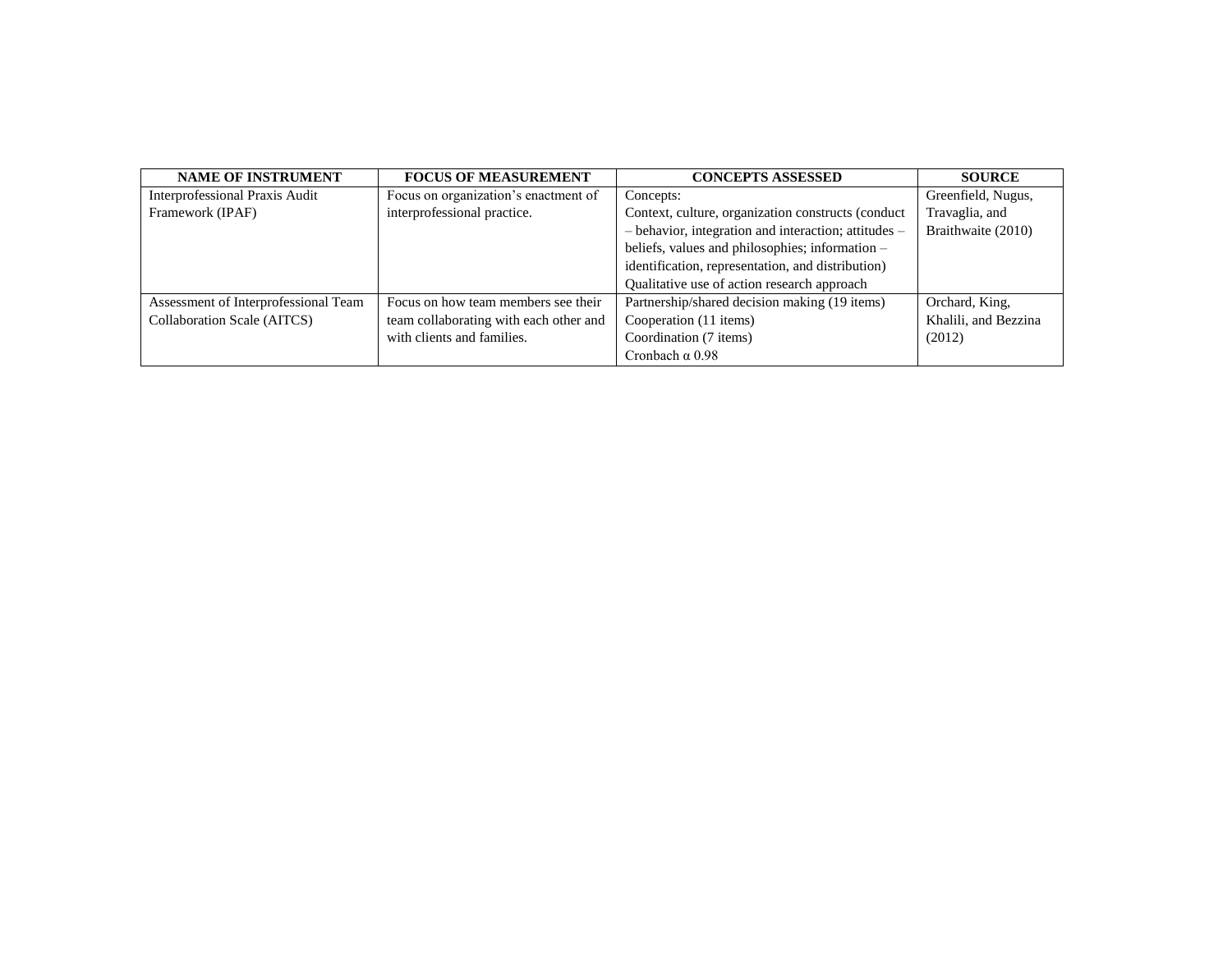| NAME OF INSTRUMENT | FOCUS OF MEASUREMENT | CONCEPTS ASSESSED | SOURCE |
|---|---|---|---|
| Interprofessional Praxis Audit Framework (IPAF) | Focus on organization's enactment of interprofessional practice. | Concepts:<br>Context, culture, organization constructs (conduct – behavior, integration and interaction; attitudes – beliefs, values and philosophies; information – identification, representation, and distribution)<br>Qualitative use of action research approach | Greenfield, Nugus, Travaglia, and Braithwaite (2010) |
| Assessment of Interprofessional Team Collaboration Scale (AITCS) | Focus on how team members see their team collaborating with each other and with clients and families. | Partnership/shared decision making (19 items)<br>Cooperation (11 items)<br>Coordination (7 items)<br>Cronbach $\alpha$ 0.98 | Orchard, King, Khalili, and Bezzina (2012) |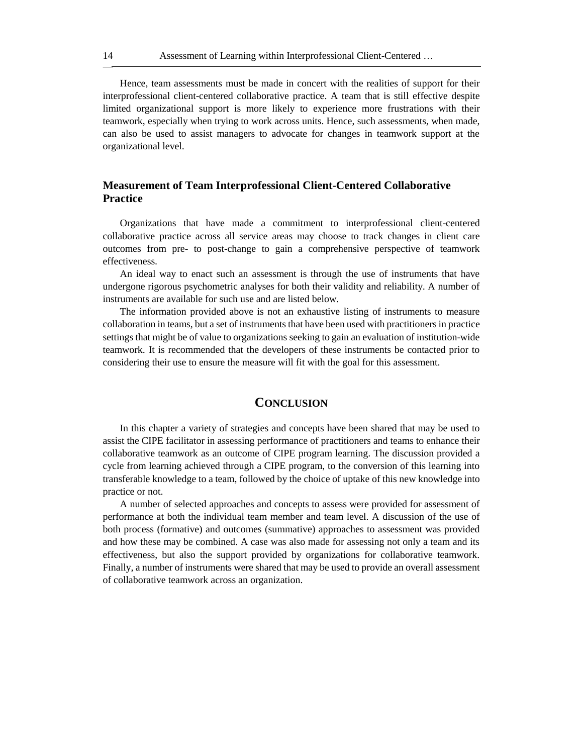Hence, team assessments must be made in concert with the realities of support for their interprofessional client-centered collaborative practice. A team that is still effective despite limited organizational support is more likely to experience more frustrations with their teamwork, especially when trying to work across units. Hence, such assessments, when made, can also be used to assist managers to advocate for changes in teamwork support at the organizational level.

### Measurement of Team Interprofessional Client-Centered Collaborative Practice

Organizations that have made a commitment to interprofessional client-centered collaborative practice across all service areas may choose to track changes in client care outcomes from pre- to post-change to gain a comprehensive perspective of teamwork effectiveness.

An ideal way to enact such an assessment is through the use of instruments that have undergone rigorous psychometric analyses for both their validity and reliability. A number of instruments are available for such use and are listed below.

The information provided above is not an exhaustive listing of instruments to measure collaboration in teams, but a set of instruments that have been used with practitioners in practice settings that might be of value to organizations seeking to gain an evaluation of institution-wide teamwork. It is recommended that the developers of these instruments be contacted prior to considering their use to ensure the measure will fit with the goal for this assessment.

## Conclusion

In this chapter a variety of strategies and concepts have been shared that may be used to assist the CIPE facilitator in assessing performance of practitioners and teams to enhance their collaborative teamwork as an outcome of CIPE program learning. The discussion provided a cycle from learning achieved through a CIPE program, to the conversion of this learning into transferable knowledge to a team, followed by the choice of uptake of this new knowledge into practice or not.

A number of selected approaches and concepts to assess were provided for assessment of performance at both the individual team member and team level. A discussion of the use of both process (formative) and outcomes (summative) approaches to assessment was provided and how these may be combined. A case was also made for assessing not only a team and its effectiveness, but also the support provided by organizations for collaborative teamwork. Finally, a number of instruments were shared that may be used to provide an overall assessment of collaborative teamwork across an organization.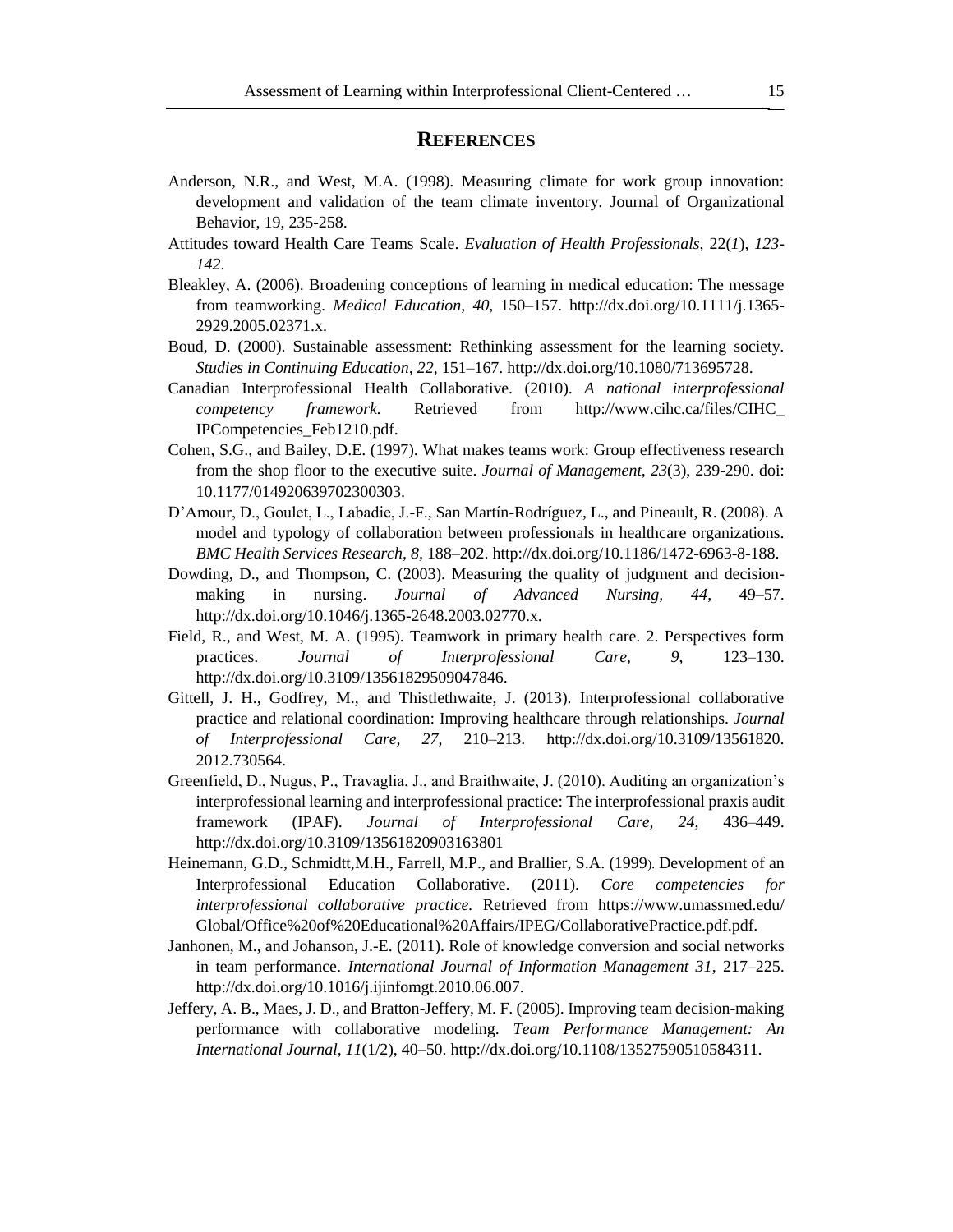## REFERENCES

Anderson, N.R., and West, M.A. (1998). Measuring climate for work group innovation: development and validation of the team climate inventory. Journal of Organizational Behavior, 19, 235-258.

Attitudes toward Health Care Teams Scale. *Evaluation of Health Professionals*, 22(*1*), *123-142*.

Bleakley, A. (2006). Broadening conceptions of learning in medical education: The message from teamworking. *Medical Education*, *40*, 150–157. http://dx.doi.org/10.1111/j.1365-2929.2005.02371.x.

Boud, D. (2000). Sustainable assessment: Rethinking assessment for the learning society. *Studies in Continuing Education*, *22*, 151–167. http://dx.doi.org/10.1080/713695728.

Canadian Interprofessional Health Collaborative. (2010). *A national interprofessional competency framework.* Retrieved from http://www.cihc.ca/files/CIHC_IPCompetencies_Feb1210.pdf.

Cohen, S.G., and Bailey, D.E. (1997). What makes teams work: Group effectiveness research from the shop floor to the executive suite. *Journal of Management, 23*(3), 239-290. doi: 10.1177/014920639702300303.

D'Amour, D., Goulet, L., Labadie, J.-F., San Martín-Rodríguez, L., and Pineault, R. (2008). A model and typology of collaboration between professionals in healthcare organizations. *BMC Health Services Research*, *8*, 188–202. http://dx.doi.org/10.1186/1472-6963-8-188.

Dowding, D., and Thompson, C. (2003). Measuring the quality of judgment and decision-making in nursing. *Journal of Advanced Nursing*, *44*, 49–57. http://dx.doi.org/10.1046/j.1365-2648.2003.02770.x.

Field, R., and West, M. A. (1995). Teamwork in primary health care. 2. Perspectives form practices. *Journal of Interprofessional Care*, *9*, 123–130. http://dx.doi.org/10.3109/13561829509047846.

Gittell, J. H., Godfrey, M., and Thistlethwaite, J. (2013). Interprofessional collaborative practice and relational coordination: Improving healthcare through relationships. *Journal of Interprofessional Care*, *27*, 210–213. http://dx.doi.org/10.3109/13561820.2012.730564.

Greenfield, D., Nugus, P., Travaglia, J., and Braithwaite, J. (2010). Auditing an organization's interprofessional learning and interprofessional practice: The interprofessional praxis audit framework (IPAF). *Journal of Interprofessional Care*, *24*, 436–449. http://dx.doi.org/10.3109/13561820903163801

Heinemann, G.D., Schmidtt,M.H., Farrell, M.P., and Brallier, S.A. (1999). Development of an Interprofessional Education Collaborative. (2011). *Core competencies for interprofessional collaborative practice.* Retrieved from https://www.umassmed.edu/Global/Office%20of%20Educational%20Affairs/IPEG/CollaborativePractice.pdf.pdf.

Janhonen, M., and Johanson, J.-E. (2011). Role of knowledge conversion and social networks in team performance. *International Journal of Information Management 31*, 217–225. http://dx.doi.org/10.1016/j.ijinfomgt.2010.06.007.

Jeffery, A. B., Maes, J. D., and Bratton-Jeffery, M. F. (2005). Improving team decision-making performance with collaborative modeling. *Team Performance Management: An International Journal*, *11*(1/2), 40–50. http://dx.doi.org/10.1108/13527590510584311.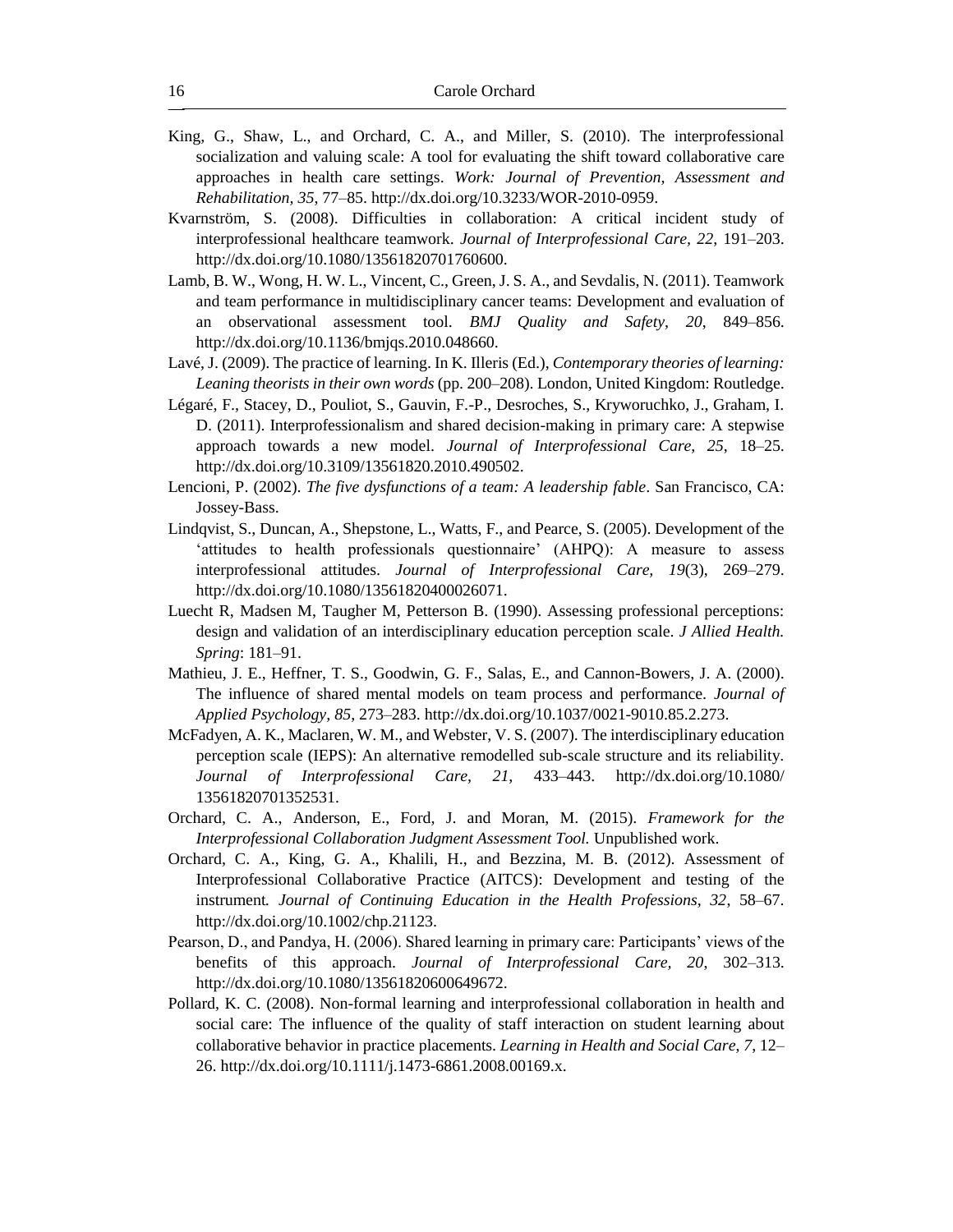King, G., Shaw, L., and Orchard, C. A., and Miller, S. (2010). The interprofessional socialization and valuing scale: A tool for evaluating the shift toward collaborative care approaches in health care settings. *Work: Journal of Prevention, Assessment and Rehabilitation, 35*, 77–85. http://dx.doi.org/10.3233/WOR-2010-0959.

Kvarnström, S. (2008). Difficulties in collaboration: A critical incident study of interprofessional healthcare teamwork. *Journal of Interprofessional Care, 22*, 191–203. http://dx.doi.org/10.1080/13561820701760600.

Lamb, B. W., Wong, H. W. L., Vincent, C., Green, J. S. A., and Sevdalis, N. (2011). Teamwork and team performance in multidisciplinary cancer teams: Development and evaluation of an observational assessment tool. *BMJ Quality and Safety, 20*, 849–856. http://dx.doi.org/10.1136/bmjqs.2010.048660.

Lavé, J. (2009). The practice of learning. In K. Illeris (Ed.), *Contemporary theories of learning: Leaning theorists in their own words* (pp. 200–208). London, United Kingdom: Routledge.

Légaré, F., Stacey, D., Pouliot, S., Gauvin, F.-P., Desroches, S., Kryworuchko, J., Graham, I. D. (2011). Interprofessionalism and shared decision-making in primary care: A stepwise approach towards a new model. *Journal of Interprofessional Care, 25*, 18–25. http://dx.doi.org/10.3109/13561820.2010.490502.

Lencioni, P. (2002). *The five dysfunctions of a team: A leadership fable*. San Francisco, CA: Jossey-Bass.

Lindqvist, S., Duncan, A., Shepstone, L., Watts, F., and Pearce, S. (2005). Development of the 'attitudes to health professionals questionnaire' (AHPQ): A measure to assess interprofessional attitudes. *Journal of Interprofessional Care, 19*(3), 269–279. http://dx.doi.org/10.1080/13561820400026071.

Luecht R, Madsen M, Taugher M, Petterson B. (1990). Assessing professional perceptions: design and validation of an interdisciplinary education perception scale. *J Allied Health. Spring*: 181–91.

Mathieu, J. E., Heffner, T. S., Goodwin, G. F., Salas, E., and Cannon-Bowers, J. A. (2000). The influence of shared mental models on team process and performance. *Journal of Applied Psychology, 85*, 273–283. http://dx.doi.org/10.1037/0021-9010.85.2.273.

McFadyen, A. K., Maclaren, W. M., and Webster, V. S. (2007). The interdisciplinary education perception scale (IEPS): An alternative remodelled sub-scale structure and its reliability. *Journal of Interprofessional Care, 21*, 433–443. http://dx.doi.org/10.1080/13561820701352531.

Orchard, C. A., Anderson, E., Ford, J. and Moran, M. (2015). *Framework for the Interprofessional Collaboration Judgment Assessment Tool.* Unpublished work.

Orchard, C. A., King, G. A., Khalili, H., and Bezzina, M. B. (2012). Assessment of Interprofessional Collaborative Practice (AITCS): Development and testing of the instrument*. Journal of Continuing Education in the Health Professions, 32*, 58–67. http://dx.doi.org/10.1002/chp.21123.

Pearson, D., and Pandya, H. (2006). Shared learning in primary care: Participants' views of the benefits of this approach. *Journal of Interprofessional Care, 20*, 302–313. http://dx.doi.org/10.1080/13561820600649672.

Pollard, K. C. (2008). Non-formal learning and interprofessional collaboration in health and social care: The influence of the quality of staff interaction on student learning about collaborative behavior in practice placements. *Learning in Health and Social Care, 7*, 12–26. http://dx.doi.org/10.1111/j.1473-6861.2008.00169.x.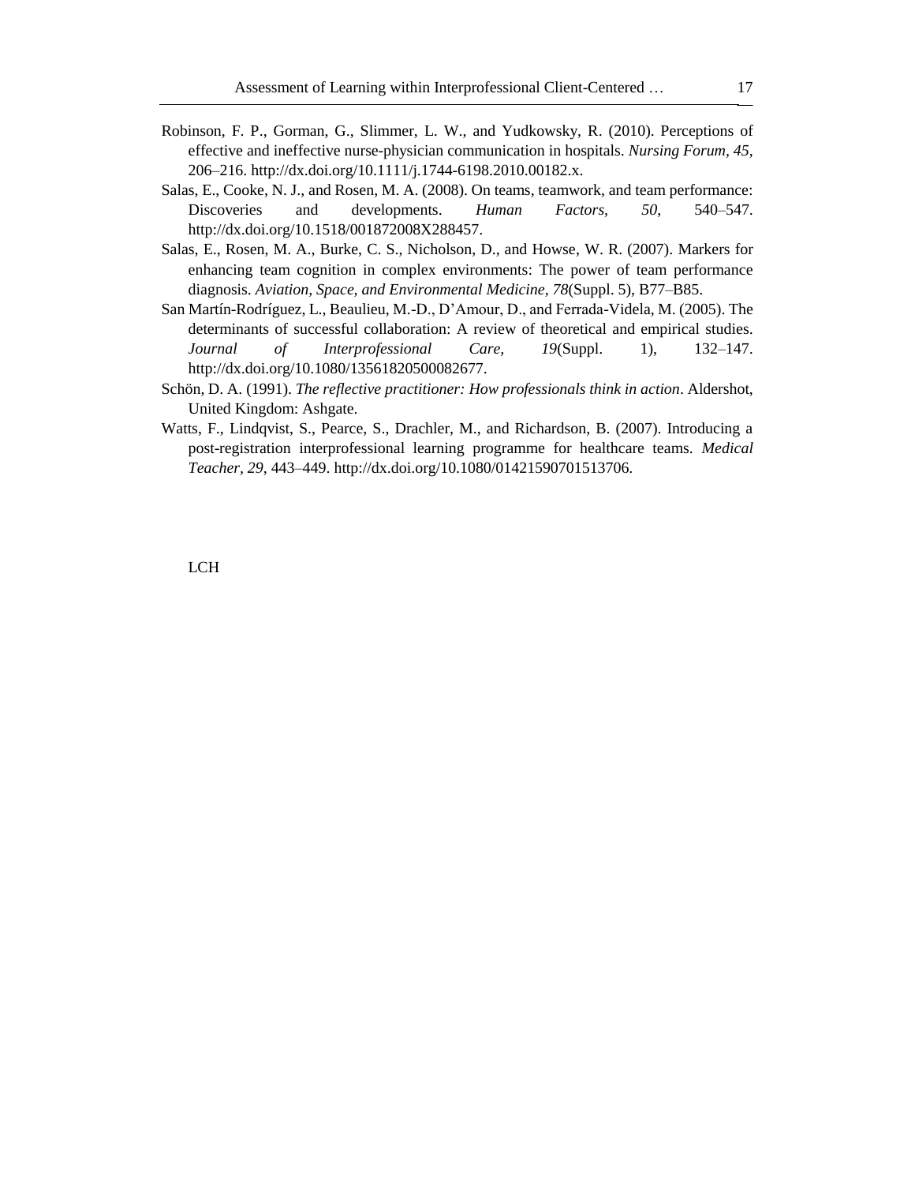Robinson, F. P., Gorman, G., Slimmer, L. W., and Yudkowsky, R. (2010). Perceptions of effective and ineffective nurse-physician communication in hospitals. *Nursing Forum*, *45*, 206–216. http://dx.doi.org/10.1111/j.1744-6198.2010.00182.x.

Salas, E., Cooke, N. J., and Rosen, M. A. (2008). On teams, teamwork, and team performance: Discoveries and developments. *Human Factors*, *50*, 540–547. http://dx.doi.org/10.1518/001872008X288457.

Salas, E., Rosen, M. A., Burke, C. S., Nicholson, D., and Howse, W. R. (2007). Markers for enhancing team cognition in complex environments: The power of team performance diagnosis. *Aviation, Space, and Environmental Medicine*, *78*(Suppl. 5), B77–B85.

San Martín-Rodríguez, L., Beaulieu, M.-D., D'Amour, D., and Ferrada-Videla, M. (2005). The determinants of successful collaboration: A review of theoretical and empirical studies. *Journal of Interprofessional Care*, *19*(Suppl. 1), 132–147. http://dx.doi.org/10.1080/13561820500082677.

Schön, D. A. (1991). *The reflective practitioner: How professionals think in action*. Aldershot, United Kingdom: Ashgate.

Watts, F., Lindqvist, S., Pearce, S., Drachler, M., and Richardson, B. (2007). Introducing a post-registration interprofessional learning programme for healthcare teams. *Medical Teacher*, *29*, 443–449. http://dx.doi.org/10.1080/01421590701513706.

LCH